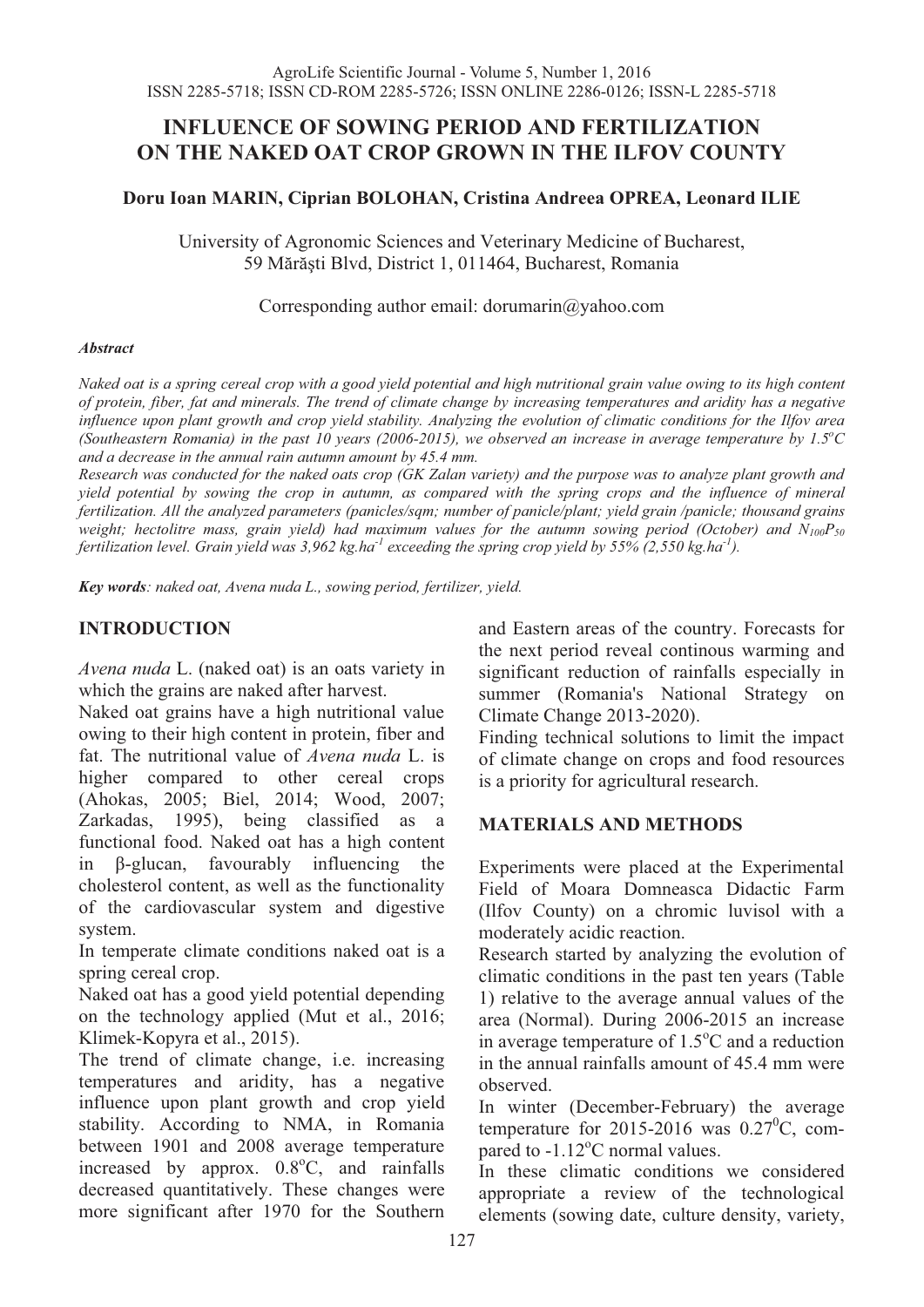# INFLUENCE OF SOWING PERIOD AND FERTILIZATION ON THE NAKED OAT CROP GROWN IN THE ILFOV COUNTY

**Doru Ioan MARIN, Ciprian BOLOHAN, Cristina Andreea OPREA, Leonard ILIE**

University of Agronomic Sciences and Veterinary Medicine of Bucharest, 59 Mărăşti Blvd, District 1, 011464, Bucharest, Romania

Corresponding author email: dorumarin@yahoo.com

***Abstract***

*Naked oat is a spring cereal crop with a good yield potential and high nutritional grain value owing to its high content of protein, fiber, fat and minerals. The trend of climate change by increasing temperatures and aridity has a negative influence upon plant growth and crop yield stability. Analyzing the evolution of climatic conditions for the Ilfov area (Southeastern Romania) in the past 10 years (2006-2015), we observed an increase in average temperature by 1.5°C and a decrease in the annual rain autumn amount by 45.4 mm.*

*Research was conducted for the naked oats crop (GK Zalan variety) and the purpose was to analyze plant growth and yield potential by sowing the crop in autumn, as compared with the spring crops and the influence of mineral fertilization. All the analyzed parameters (panicles/sqm; number of panicle/plant; yield grain /panicle; thousand grains weight; hectolitre mass, grain yield) had maximum values for the autumn sowing period (October) and $N_{100}P_{50}$ fertilization level. Grain yield was 3,962 kg.ha$^{-1}$ exceeding the spring crop yield by 55% (2,550 kg.ha$^{-1}$).*

***Key words**: naked oat, Avena nuda L., sowing period, fertilizer, yield.*

## INTRODUCTION

*Avena nuda* L. (naked oat) is an oats variety in which the grains are naked after harvest.

Naked oat grains have a high nutritional value owing to their high content in protein, fiber and fat. The nutritional value of *Avena nuda* L. is higher compared to other cereal crops (Ahokas, 2005; Biel, 2014; Wood, 2007; Zarkadas, 1995), being classified as a functional food. Naked oat has a high content in β-glucan, favourably influencing the cholesterol content, as well as the functionality of the cardiovascular system and digestive system.

In temperate climate conditions naked oat is a spring cereal crop.

Naked oat has a good yield potential depending on the technology applied (Mut et al., 2016; Klimek-Kopyra et al., 2015).

The trend of climate change, i.e. increasing temperatures and aridity, has a negative influence upon plant growth and crop yield stability. According to NMA, in Romania between 1901 and 2008 average temperature increased by approx. 0.8°C, and rainfalls decreased quantitatively. These changes were more significant after 1970 for the Southern and Eastern areas of the country. Forecasts for the next period reveal continous warming and significant reduction of rainfalls especially in summer (Romania's National Strategy on Climate Change 2013-2020).

Finding technical solutions to limit the impact of climate change on crops and food resources is a priority for agricultural research.

## MATERIALS AND METHODS

Experiments were placed at the Experimental Field of Moara Domneasca Didactic Farm (Ilfov County) on a chromic luvisol with a moderately acidic reaction.

Research started by analyzing the evolution of climatic conditions in the past ten years (Table 1) relative to the average annual values of the area (Normal). During 2006-2015 an increase in average temperature of 1.5°C and a reduction in the annual rainfalls amount of 45.4 mm were observed.

In winter (December-February) the average temperature for 2015-2016 was 0.27°C, compared to -1.12°C normal values.

In these climatic conditions we considered appropriate a review of the technological elements (sowing date, culture density, variety,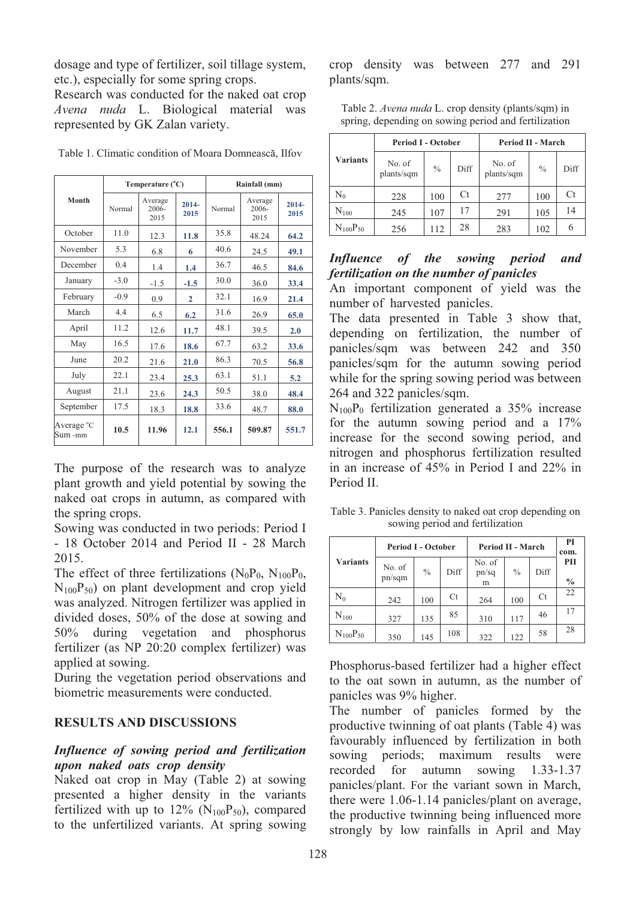dosage and type of fertilizer, soil tillage system, etc.), especially for some spring crops.
Research was conducted for the naked oat crop *Avena nuda* L. Biological material was represented by GK Zalan variety.

Table 1. Climatic condition of Moara Domnească, Ilfov

| Month | Temperature (°C) | | | Rainfall (mm) | | |
|---|---|---|---|---|---|---|
| | Normal | Average 2006-2015 | **2014-2015** | Normal | Average 2006-2015 | **2014-2015** |
| October | 11.0 | 12.3 | **11.8** | 35.8 | 48.24 | **64.2** |
| November | 5.3 | 6.8 | **6** | 40.6 | 24.5 | **49.1** |
| December | 0.4 | 1.4 | **1.4** | 36.7 | 46.5 | **84.6** |
| January | -3.0 | -1.5 | **-1.5** | 30.0 | 36.0 | **33.4** |
| February | -0.9 | 0.9 | **2** | 32.1 | 16.9 | **21.4** |
| March | 4.4 | 6.5 | **6.2** | 31.6 | 26.9 | **65.0** |
| April | 11.2 | 12.6 | **11.7** | 48.1 | 39.5 | **2.0** |
| May | 16.5 | 17.6 | **18.6** | 67.7 | 63.2 | **33.6** |
| June | 20.2 | 21.6 | **21.0** | 86.3 | 70.5 | **56.8** |
| July | 22.1 | 23.4 | **25.3** | 63.1 | 51.1 | **5.2** |
| August | 21.1 | 23.6 | **24.3** | 50.5 | 38.0 | **48.4** |
| September | 17.5 | 18.3 | **18.8** | 33.6 | 48.7 | **88.0** |
| Average °C Sum -mm | **10.5** | **11.96** | **12.1** | **556.1** | **509.87** | **551.7** |

The purpose of the research was to analyze plant growth and yield potential by sowing the naked oat crops in autumn, as compared with the spring crops.
Sowing was conducted in two periods: Period I - 18 October 2014 and Period II - 28 March 2015.
The effect of three fertilizations ($N_0P_0$, $N_{100}P_0$, $N_{100}P_{50}$) on plant development and crop yield was analyzed. Nitrogen fertilizer was applied in divided doses, 50% of the dose at sowing and 50% during vegetation and phosphorus fertilizer (as NP 20:20 complex fertilizer) was applied at sowing.
During the vegetation period observations and biometric measurements were conducted.

## RESULTS AND DISCUSSIONS

### *Influence of sowing period and fertilization upon naked oats crop density*

Naked oat crop in May (Table 2) at sowing presented a higher density in the variants fertilized with up to 12% ($N_{100}P_{50}$), compared to the unfertilized variants. At spring sowing crop density was between 277 and 291 plants/sqm.

Table 2. *Avena nuda* L. crop density (plants/sqm) in spring, depending on sowing period and fertilization

| Variants | Period I - October | | | Period II - March | | |
|---|---|---|---|---|---|---|
| | No. of plants/sqm | % | Diff | No. of plants/sqm | % | Diff |
| $N_0$ | 228 | 100 | Ct | 277 | 100 | Ct |
| $N_{100}$ | 245 | 107 | 17 | 291 | 105 | 14 |
| $N_{100}P_{50}$ | 256 | 112 | 28 | 283 | 102 | 6 |

### *Influence of the sowing period and fertilization on the number of panicles*

An important component of yield was the number of harvested panicles.
The data presented in Table 3 show that, depending on fertilization, the number of panicles/sqm was between 242 and 350 panicles/sqm for the autumn sowing period while for the spring sowing period was between 264 and 322 panicles/sqm.
$N_{100}P_0$ fertilization generated a 35% increase for the autumn sowing period and a 17% increase for the second sowing period, and nitrogen and phosphorus fertilization resulted in an increase of 45% in Period I and 22% in Period II.

Table 3. Panicles density to naked oat crop depending on sowing period and fertilization

| Variants | Period I - October | | | Period II - March | | | PI com. PII |
|---|---|---|---|---|---|---|---|
| | No. of pn/sqm | % | Diff | No. of pn/sqm | % | Diff | % |
| $N_0$ | 242 | 100 | Ct | 264 | 100 | Ct | 22 |
| $N_{100}$ | 327 | 135 | 85 | 310 | 117 | 46 | 17 |
| $N_{100}P_{50}$ | 350 | 145 | 108 | 322 | 122 | 58 | 28 |

Phosphorus-based fertilizer had a higher effect to the oat sown in autumn, as the number of panicles was 9% higher.
The number of panicles formed by the productive twinning of oat plants (Table 4) was favourably influenced by fertilization in both sowing periods; maximum results were recorded for autumn sowing 1.33-1.37 panicles/plant. For the variant sown in March, there were 1.06-1.14 panicles/plant on average, the productive twinning being influenced more strongly by low rainfalls in April and May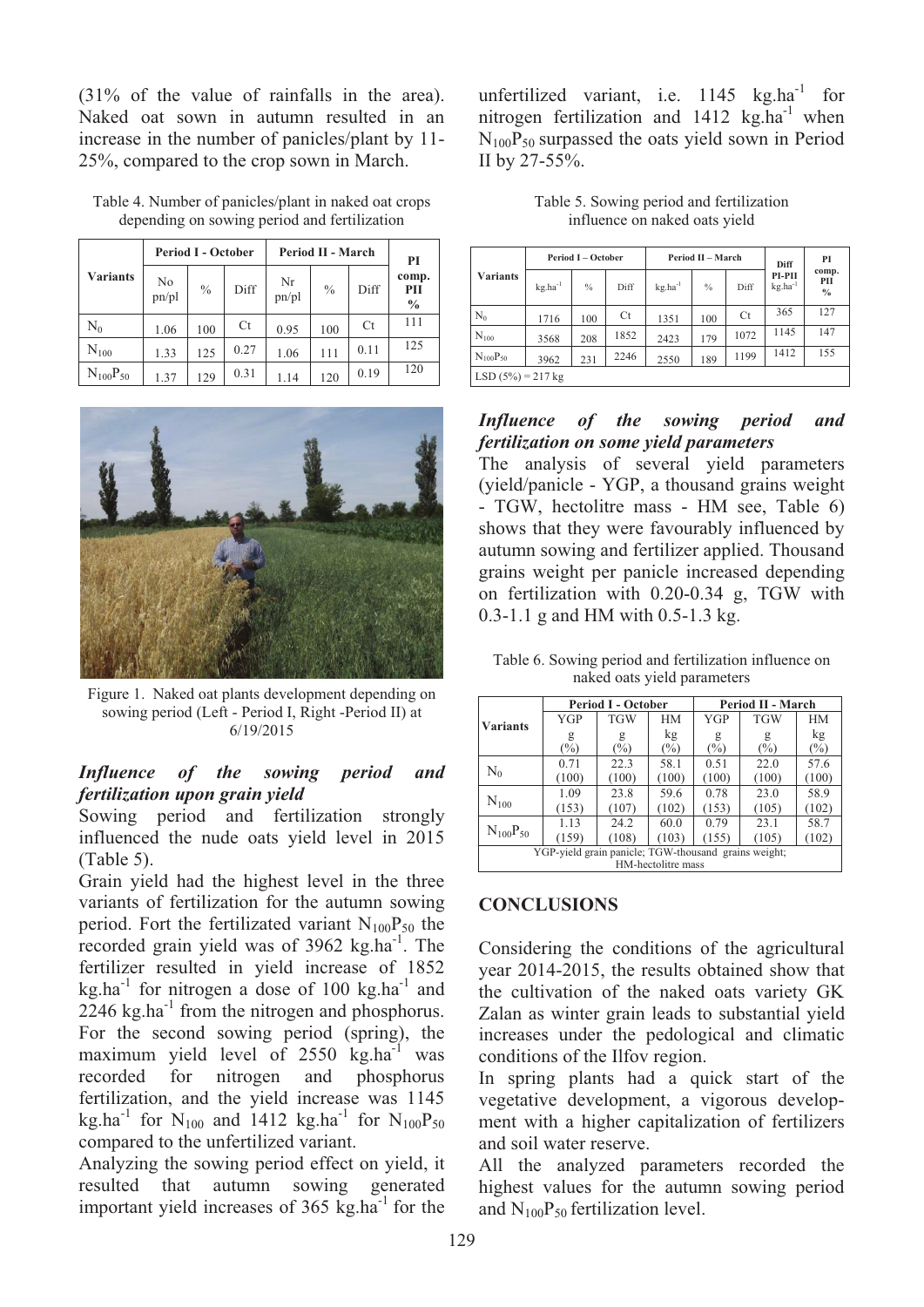(31% of the value of rainfalls in the area). Naked oat sown in autumn resulted in an increase in the number of panicles/plant by 11-25%, compared to the crop sown in March.

Table 4. Number of panicles/plant in naked oat crops depending on sowing period and fertilization

| Variants | Period I - October | | | Period II - March | | | PI comp. PII % |
|---|---|---|---|---|---|---|---|
| | No pn/pl | % | Diff | Nr pn/pl | % | Diff | |
| $N_0$ | 1.06 | 100 | Ct | 0.95 | 100 | Ct | 111 |
| $N_{100}$ | 1.33 | 125 | 0.27 | 1.06 | 111 | 0.11 | 125 |
| $N_{100}P_{50}$ | 1.37 | 129 | 0.31 | 1.14 | 120 | 0.19 | 120 |

Figure 1. Naked oat plants development depending on sowing period (Left - Period I, Right -Period II) at 6/19/2015

### *Influence of the sowing period and fertilization upon grain yield*

Sowing period and fertilization strongly influenced the nude oats yield level in 2015 (Table 5).

Grain yield had the highest level in the three variants of fertilization for the autumn sowing period. Fort the fertilizated variant $N_{100}P_{50}$ the recorded grain yield was of 3962 $kg.ha^{-1}$. The fertilizer resulted in yield increase of 1852 $kg.ha^{-1}$ for nitrogen a dose of 100 $kg.ha^{-1}$ and 2246 $kg.ha^{-1}$ from the nitrogen and phosphorus. For the second sowing period (spring), the maximum yield level of 2550 $kg.ha^{-1}$ was recorded for nitrogen and phosphorus fertilization, and the yield increase was 1145 $kg.ha^{-1}$ for $N_{100}$ and 1412 $kg.ha^{-1}$ for $N_{100}P_{50}$ compared to the unfertilized variant.

Analyzing the sowing period effect on yield, it resulted that autumn sowing generated important yield increases of 365 $kg.ha^{-1}$ for the unfertilized variant, i.e. 1145 $kg.ha^{-1}$ for nitrogen fertilization and 1412 $kg.ha^{-1}$ when $N_{100}P_{50}$ surpassed the oats yield sown in Period II by 27-55%.

Table 5. Sowing period and fertilization influence on naked oats yield

| Variants | Period I – October | | | Period II – March | | | Diff PI-PII $kg.ha^{-1}$ | PI comp. PII % |
|---|---|---|---|---|---|---|---|---|
| | $kg.ha^{-1}$ | % | Diff | $kg.ha^{-1}$ | % | Diff | | |
| $N_0$ | 1716 | 100 | Ct | 1351 | 100 | Ct | 365 | 127 |
| $N_{100}$ | 3568 | 208 | 1852 | 2423 | 179 | 1072 | 1145 | 147 |
| $N_{100}P_{50}$ | 3962 | 231 | 2246 | 2550 | 189 | 1199 | 1412 | 155 |
| LSD (5%) = 217 kg | | | | | | | | |

### *Influence of the sowing period and fertilization on some yield parameters*

The analysis of several yield parameters (yield/panicle - YGP, a thousand grains weight - TGW, hectolitre mass - HM see, Table 6) shows that they were favourably influenced by autumn sowing and fertilizer applied. Thousand grains weight per panicle increased depending on fertilization with 0.20-0.34 g, TGW with 0.3-1.1 g and HM with 0.5-1.3 kg.

Table 6. Sowing period and fertilization influence on naked oats yield parameters

| Variants | Period I - October | | | Period II - March | | |
|---|---|---|---|---|---|---|
| | YGP g (%) | TGW g (%) | HM kg (%) | YGP g (%) | TGW g (%) | HM kg (%) |
| $N_0$ | 0.71 (100) | 22.3 (100) | 58.1 (100) | 0.51 (100) | 22.0 (100) | 57.6 (100) |
| $N_{100}$ | 1.09 (153) | 23.8 (107) | 59.6 (102) | 0.78 (153) | 23.0 (105) | 58.9 (102) |
| $N_{100}P_{50}$ | 1.13 (159) | 24.2 (108) | 60.0 (103) | 0.79 (155) | 23.1 (105) | 58.7 (102) |
| YGP-yield grain panicle; TGW-thousand grains weight; HM-hectolitre mass | | | | | | |

## CONCLUSIONS

Considering the conditions of the agricultural year 2014-2015, the results obtained show that the cultivation of the naked oats variety GK Zalan as winter grain leads to substantial yield increases under the pedological and climatic conditions of the Ilfov region.

In spring plants had a quick start of the vegetative development, a vigorous development with a higher capitalization of fertilizers and soil water reserve.

All the analyzed parameters recorded the highest values for the autumn sowing period and $N_{100}P_{50}$ fertilization level.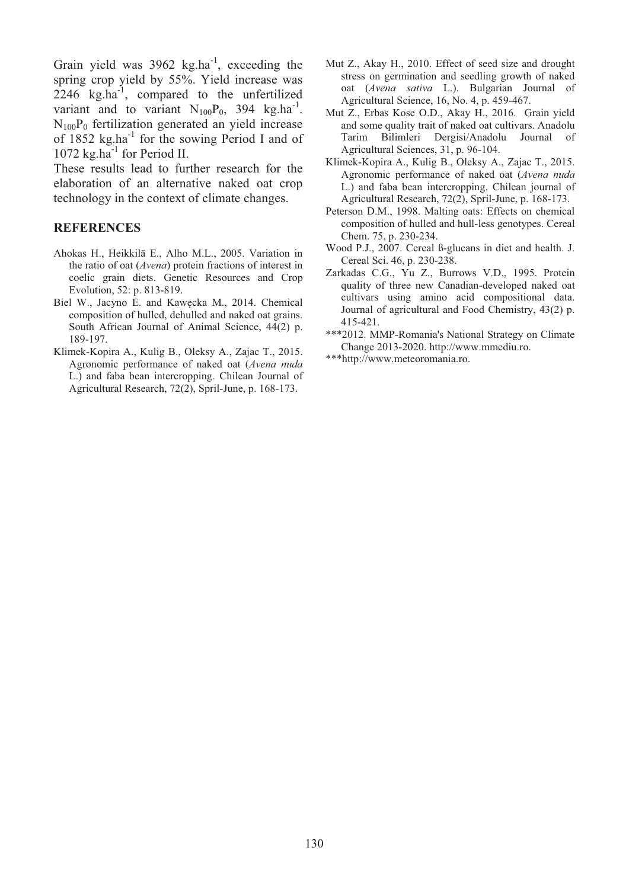Grain yield was 3962 $kg.ha^{-1}$, exceeding the spring crop yield by 55%. Yield increase was 2246 $kg.ha^{-1}$, compared to the unfertilized variant and to variant $N_{100}P_0$, 394 $kg.ha^{-1}$. $N_{100}P_0$ fertilization generated an yield increase of 1852 $kg.ha^{-1}$ for the sowing Period I and of 1072 $kg.ha^{-1}$ for Period II.

These results lead to further research for the elaboration of an alternative naked oat crop technology in the context of climate changes.

## REFERENCES

Ahokas H., Heikkilä E., Alho M.L., 2005. Variation in the ratio of oat (*Avena*) protein fractions of interest in coelic grain diets. Genetic Resources and Crop Evolution, 52: p. 813-819.

Biel W., Jacyno E. and Kawęcka M., 2014. Chemical composition of hulled, dehulled and naked oat grains. South African Journal of Animal Science, 44(2) p. 189-197.

Klimek-Kopira A., Kulig B., Oleksy A., Zajac T., 2015. Agronomic performance of naked oat (*Avena nuda* L.) and faba bean intercropping. Chilean Journal of Agricultural Research, 72(2), Spril-June, p. 168-173.

Mut Z., Akay H., 2010. Effect of seed size and drought stress on germination and seedling growth of naked oat (*Avena sativa* L.). Bulgarian Journal of Agricultural Science, 16, No. 4, p. 459-467.

Mut Z., Erbas Kose O.D., Akay H., 2016. Grain yield and some quality trait of naked oat cultivars. Anadolu Tarim Bilimleri Dergisi/Anadolu Journal of Agricultural Sciences, 31, p. 96-104.

Klimek-Kopira A., Kulig B., Oleksy A., Zajac T., 2015. Agronomic performance of naked oat (*Avena nuda* L.) and faba bean intercropping. Chilean journal of Agricultural Research, 72(2), Spril-June, p. 168-173.

Peterson D.M., 1998. Malting oats: Effects on chemical composition of hulled and hull-less genotypes. Cereal Chem. 75, p. 230-234.

Wood P.J., 2007. Cereal ß-glucans in diet and health. J. Cereal Sci. 46, p. 230-238.

Zarkadas C.G., Yu Z., Burrows V.D., 1995. Protein quality of three new Canadian-developed naked oat cultivars using amino acid compositional data. Journal of agricultural and Food Chemistry, 43(2) p. 415-421.

***2012. MMP-Romania's National Strategy on Climate Change 2013-2020. http://www.mmediu.ro.

***http://www.meteoromania.ro.